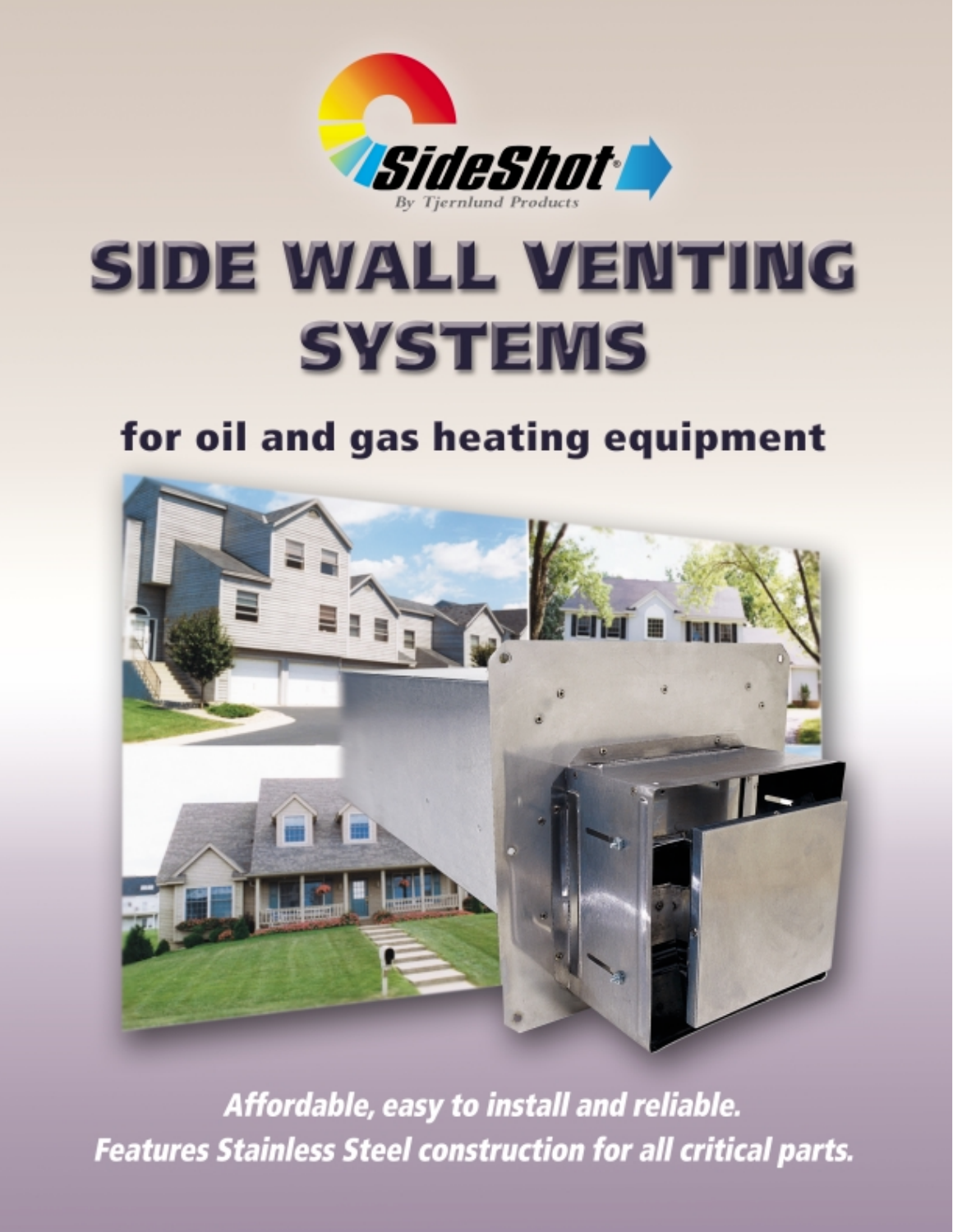SideShot®

By Tjernlund Products

# SIDE WALL VENTING SYSTEMS

## for oil and gas heating equipment

***Affordable, easy to install and reliable.***

***Features Stainless Steel construction for all critical parts.***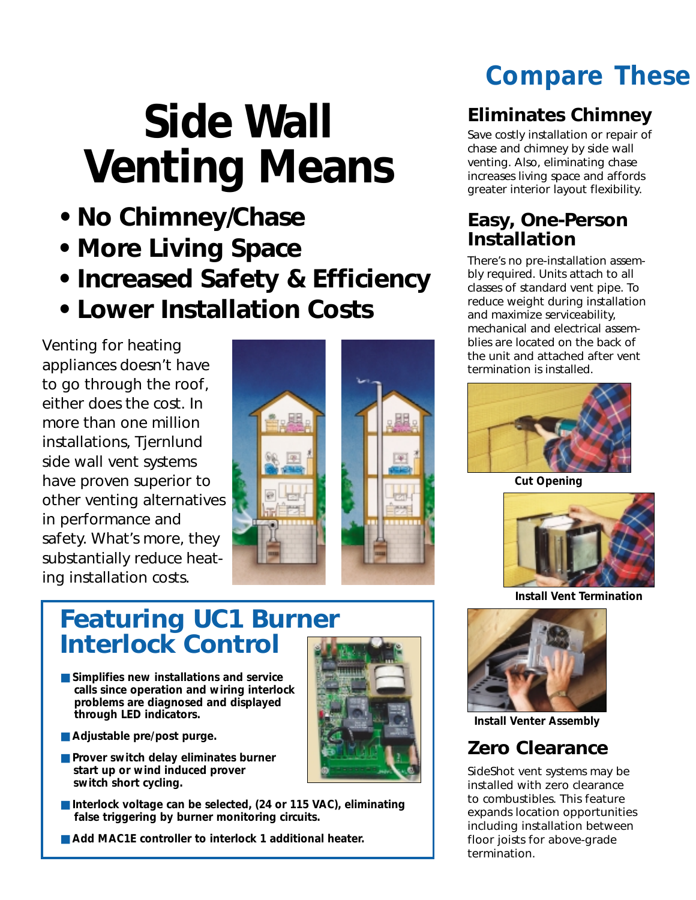# Side Wall Venting Means

- **No Chimney/Chase**
- **More Living Space**
- **Increased Safety & Efficiency**
- **Lower Installation Costs**

Venting for heating appliances doesn't have to go through the roof, either does the cost. In more than one million installations, Tjernlund side wall vent systems have proven superior to other venting alternatives in performance and safety. What's more, they substantially reduce heating installation costs.

## Featuring UC1 Burner Interlock Control

- **Simplifies new installations and service calls since operation and wiring interlock problems are diagnosed and displayed through LED indicators.**
- **Adjustable pre/post purge.**
- **Prover switch delay eliminates burner start up or wind induced prover switch short cycling.**
- **Interlock voltage can be selected, (24 or 115 VAC), eliminating false triggering by burner monitoring circuits.**
- **Add MAC1E controller to interlock 1 additional heater.**

# Compare These

## Eliminates Chimney

Save costly installation or repair of chase and chimney by side wall venting. Also, eliminating chase increases living space and affords greater interior layout flexibility.

## Easy, One-Person Installation

There's no pre-installation assembly required. Units attach to all classes of standard vent pipe. To reduce weight during installation and maximize serviceability, mechanical and electrical assemblies are located on the back of the unit and attached after vent termination is installed.

**Cut Opening**

**Install Vent Termination**

**Install Venter Assembly**

## Zero Clearance

SideShot vent systems may be installed with zero clearance to combustibles. This feature expands location opportunities including installation between floor joists for above-grade termination.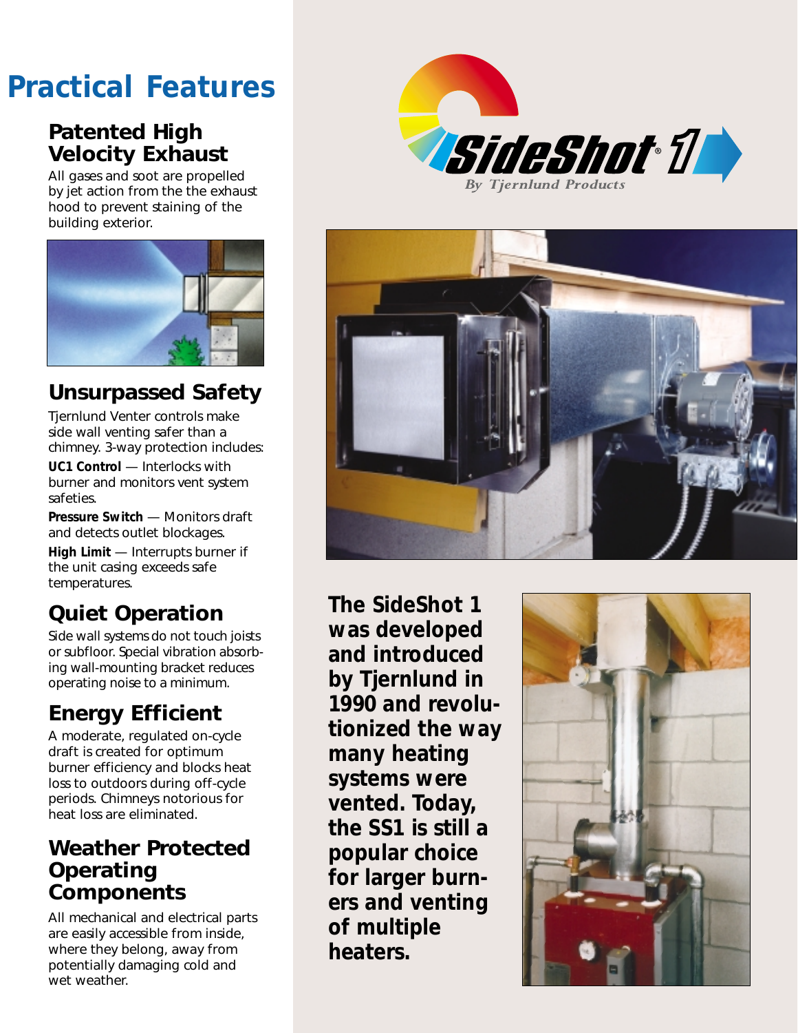# Practical Features

## Patented High Velocity Exhaust

All gases and soot are propelled by jet action from the the exhaust hood to prevent staining of the building exterior.

## Unsurpassed Safety

Tjernlund Venter controls make side wall venting safer than a chimney. 3-way protection includes:

**UC1 Control** — Interlocks with burner and monitors vent system safeties.

**Pressure Switch** — Monitors draft and detects outlet blockages.

**High Limit** — Interrupts burner if the unit casing exceeds safe temperatures.

## Quiet Operation

Side wall systems do not touch joists or subfloor. Special vibration absorbing wall-mounting bracket reduces operating noise to a minimum.

## Energy Efficient

A moderate, regulated on-cycle draft is created for optimum burner efficiency and blocks heat loss to outdoors during off-cycle periods. Chimneys notorious for heat loss are eliminated.

## Weather Protected Operating Components

All mechanical and electrical parts are easily accessible from inside, where they belong, away from potentially damaging cold and wet weather.

SideShot® 1

*By Tjernlund Products*

**The SideShot 1 was developed and introduced by Tjernlund in 1990 and revolutionized the way many heating systems were vented. Today, the SS1 is still a popular choice for larger burners and venting of multiple heaters.**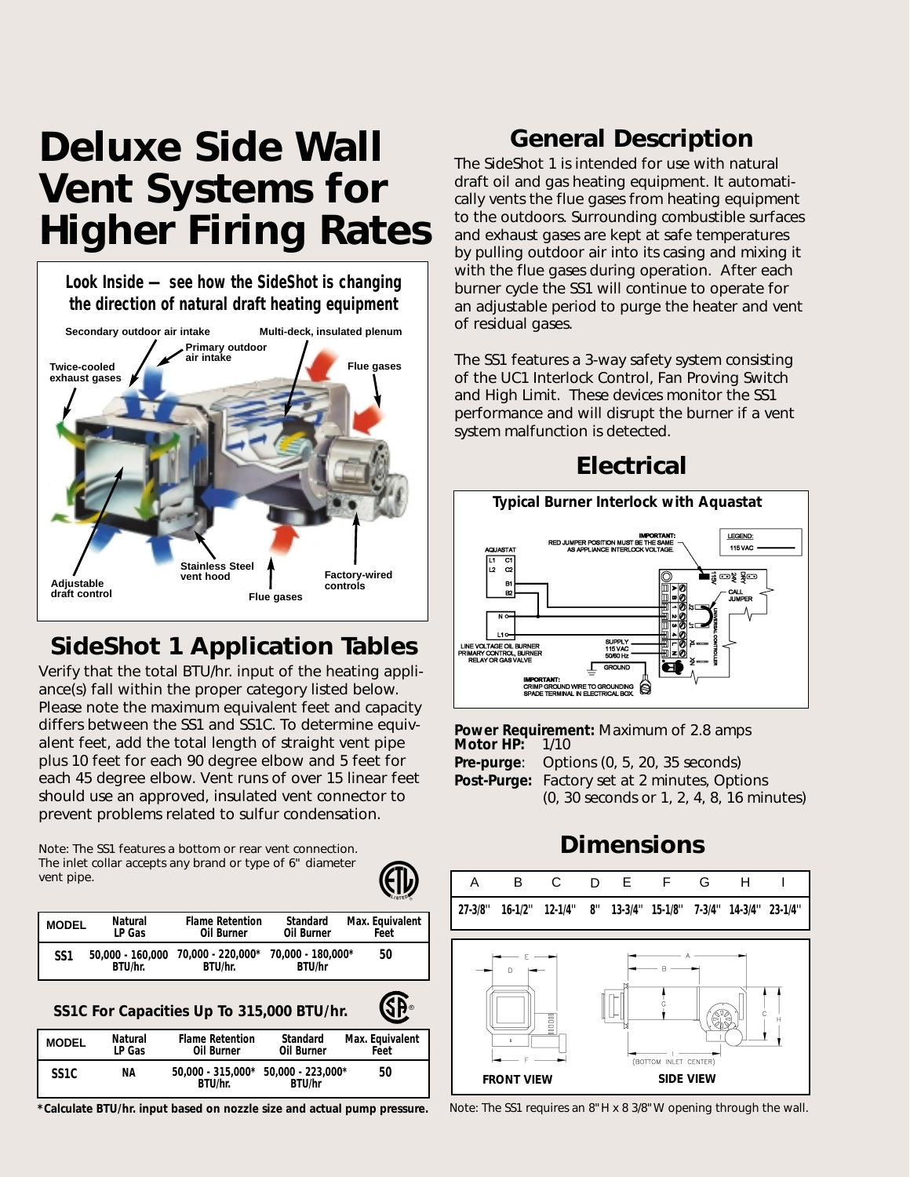# Deluxe Side Wall Vent Systems for Higher Firing Rates

**Look Inside — see how the SideShot is changing the direction of natural draft heating equipment**

Secondary outdoor air intake
Multi-deck, insulated plenum
Primary outdoor air intake
Twice-cooled exhaust gases
Flue gases
Stainless Steel vent hood
Factory-wired controls
Adjustable draft control
Flue gases

## SideShot 1 Application Tables

Verify that the total BTU/hr. input of the heating appliance(s) fall within the proper category listed below. Please note the maximum equivalent feet and capacity differs between the SS1 and SS1C. To determine equivalent feet, add the total length of straight vent pipe plus 10 feet for each 90 degree elbow and 5 feet for each 45 degree elbow. Vent runs of over 15 linear feet should use an approved, insulated vent connector to prevent problems related to sulfur condensation.

Note: The SS1 features a bottom or rear vent connection. The inlet collar accepts any brand or type of 6" diameter vent pipe.

| MODEL | Natural LP Gas | Flame Retention Oil Burner | Standard Oil Burner | Max. Equivalent Feet |
|---|---|---|---|---|
| SS1 | 50,000 - 160,000 BTU/hr. | 70,000 - 220,000* BTU/hr. | 70,000 - 180,000* BTU/hr | 50 |

**SS1C For Capacities Up To 315,000 BTU/hr.**

| MODEL | Natural LP Gas | Flame Retention Oil Burner | Standard Oil Burner | Max. Equivalent Feet |
|---|---|---|---|---|
| SS1C | NA | 50,000 - 315,000* BTU/hr. | 50,000 - 223,000* BTU/hr | 50 |

***Calculate BTU/hr. input based on nozzle size and actual pump pressure.**

## General Description

The SideShot 1 is intended for use with natural draft oil and gas heating equipment. It automatically vents the flue gases from heating equipment to the outdoors. Surrounding combustible surfaces and exhaust gases are kept at safe temperatures by pulling outdoor air into its casing and mixing it with the flue gases during operation. After each burner cycle the SS1 will continue to operate for an adjustable period to purge the heater and vent of residual gases.

The SS1 features a 3-way safety system consisting of the UC1 Interlock Control, Fan Proving Switch and High Limit. These devices monitor the SS1 performance and will disrupt the burner if a vent system malfunction is detected.

## Electrical

**Typical Burner Interlock with Aquastat**

IMPORTANT: RED JUMPER POSITION MUST BE THE SAME AS APPLIANCE INTERLOCK VOLTAGE.
LEGEND: 115 VAC
AQUASTAT
CALL JUMPER
UNIVERSAL CONTROLLER
LINE VOLTAGE OIL BURNER PRIMARY CONTROL, BURNER RELAY OR GAS VALVE
SUPPLY 115 VAC 50/60 Hz
GROUND
IMPORTANT: CRIMP GROUND WIRE TO GROUNDING SPADE TERMINAL IN ELECTRICAL BOX.

**Power Requirement:** Maximum of 2.8 amps
**Motor HP:** 1/10
**Pre-purge**: Options (0, 5, 20, 35 seconds)
**Post-Purge:** Factory set at 2 minutes, Options (0, 30 seconds or 1, 2, 4, 8, 16 minutes)

## Dimensions

| A | B | C | D | E | F | G | H | I |
|---|---|---|---|---|---|---|---|---|
| 27-3/8" | 16-1/2" | 12-1/4" | 8" | 13-3/4" | 15-1/8" | 7-3/4" | 14-3/4" | 23-1/4" |

FRONT VIEW
SIDE VIEW
(BOTTOM INLET CENTER)

Note: The SS1 requires an 8"H x 8 3/8"W opening through the wall.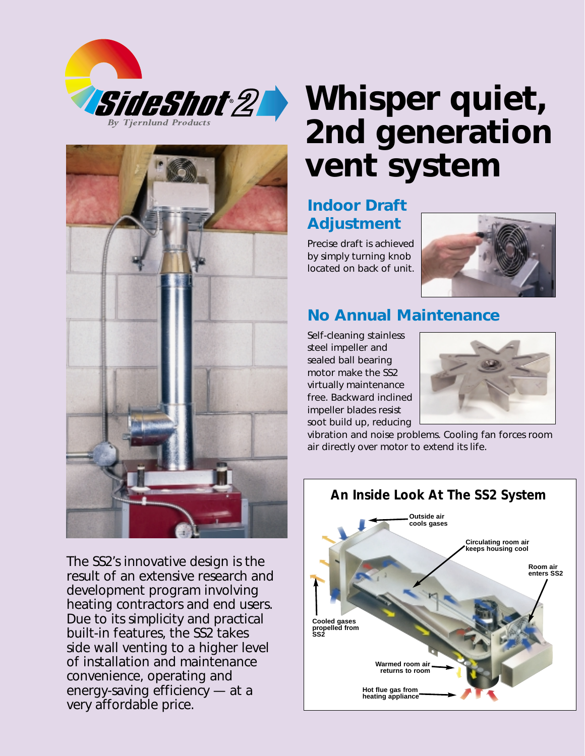SideShot® 2

By Tjernlund Products

# Whisper quiet, 2nd generation vent system

## Indoor Draft Adjustment

Precise draft is achieved by simply turning knob located on back of unit.

## No Annual Maintenance

Self-cleaning stainless steel impeller and sealed ball bearing motor make the SS2 virtually maintenance free. Backward inclined impeller blades resist soot build up, reducing vibration and noise problems. Cooling fan forces room air directly over motor to extend its life.

The SS2's innovative design is the result of an extensive research and development program involving heating contractors and end users. Due to its simplicity and practical built-in features, the SS2 takes side wall venting to a higher level of installation and maintenance convenience, operating and energy-saving efficiency — at a very affordable price.

### An Inside Look At The SS2 System

- Outside air cools gases
- Circulating room air keeps housing cool
- Room air enters SS2
- Cooled gases propelled from SS2
- Warmed room air returns to room
- Hot flue gas from heating appliance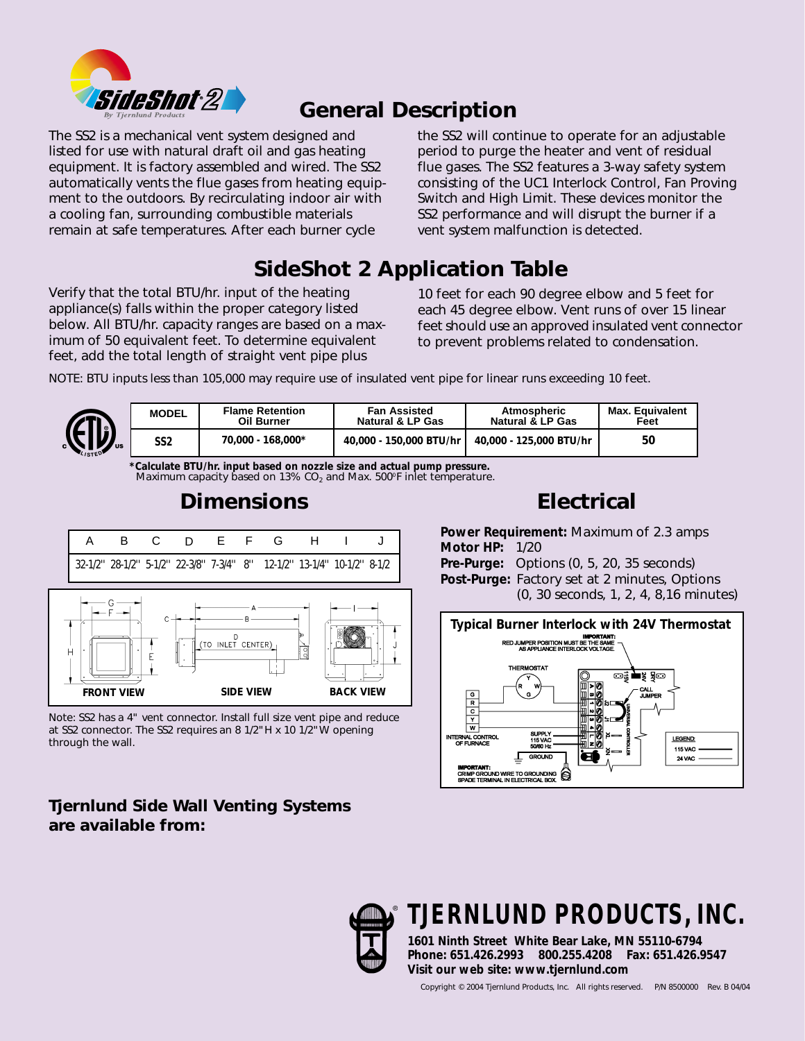## General Description

The SS2 is a mechanical vent system designed and listed for use with natural draft oil and gas heating equipment. It is factory assembled and wired. The SS2 automatically vents the flue gases from heating equipment to the outdoors. By recirculating indoor air with a cooling fan, surrounding combustible materials remain at safe temperatures. After each burner cycle the SS2 will continue to operate for an adjustable period to purge the heater and vent of residual flue gases. The SS2 features a 3-way safety system consisting of the UC1 Interlock Control, Fan Proving Switch and High Limit. These devices monitor the SS2 performance and will disrupt the burner if a vent system malfunction is detected.

## SideShot 2 Application Table

Verify that the total BTU/hr. input of the heating appliance(s) falls within the proper category listed below. All BTU/hr. capacity ranges are based on a maximum of 50 equivalent feet. To determine equivalent feet, add the total length of straight vent pipe plus 10 feet for each 90 degree elbow and 5 feet for each 45 degree elbow. Vent runs of over 15 linear feet should use an approved insulated vent connector to prevent problems related to condensation.

NOTE: BTU inputs less than 105,000 may require use of insulated vent pipe for linear runs exceeding 10 feet.

| MODEL | Flame Retention Oil Burner | Fan Assisted Natural & LP Gas | Atmospheric Natural & LP Gas | Max. Equivalent Feet |
|---|---|---|---|---|
| SS2 | 70,000 - 168,000* | 40,000 - 150,000 BTU/hr | 40,000 - 125,000 BTU/hr | 50 |

***Calculate BTU/hr. input based on nozzle size and actual pump pressure.**
Maximum capacity based on 13% $CO_2$ and Max. 500°F inlet temperature.

## Dimensions

| A | B | C | D | E | F | G | H | I | J |
|---|---|---|---|---|---|---|---|---|---|
| 32-1/2" | 28-1/2" | 5-1/2" | 22-3/8" | 7-3/4" | 8" | 12-1/2" | 13-1/4" | 10-1/2" | 8-1/2 |

D (TO INLET CENTER)

FRONT VIEW SIDE VIEW BACK VIEW

Note: SS2 has a 4" vent connector. Install full size vent pipe and reduce at SS2 connector. The SS2 requires an 8 1/2"H x 10 1/2"W opening through the wall.

## Electrical

**Power Requirement:** Maximum of 2.3 amps
**Motor HP:** 1/20
**Pre-Purge:** Options (0, 5, 20, 35 seconds)
**Post-Purge:** Factory set at 2 minutes, Options (0, 30 seconds, 1, 2, 4, 8,16 minutes)

**Typical Burner Interlock with 24V Thermostat**

IMPORTANT: RED JUMPER POSITION MUST BE THE SAME AS APPLIANCE INTERLOCK VOLTAGE.

THERMOSTAT

INTERNAL CONTROL OF FURNACE

SUPPLY 115 VAC 50/60 Hz

GROUND

CALL JUMPER

UNIVERSAL CONTROLLER

LEGEND: 115 VAC 24 VAC

IMPORTANT: CRIMP GROUND WIRE TO GROUNDING SPADE TERMINAL IN ELECTRICAL BOX.

**Tjernlund Side Wall Venting Systems are available from:**

**TJERNLUND PRODUCTS, INC.**
**1601 Ninth Street White Bear Lake, MN 55110-6794**
**Phone: 651.426.2993 800.255.4208 Fax: 651.426.9547**
**Visit our web site: www.tjernlund.com**

Copyright © 2004 Tjernlund Products, Inc. All rights reserved. P/N 8500000 Rev. B 04/04